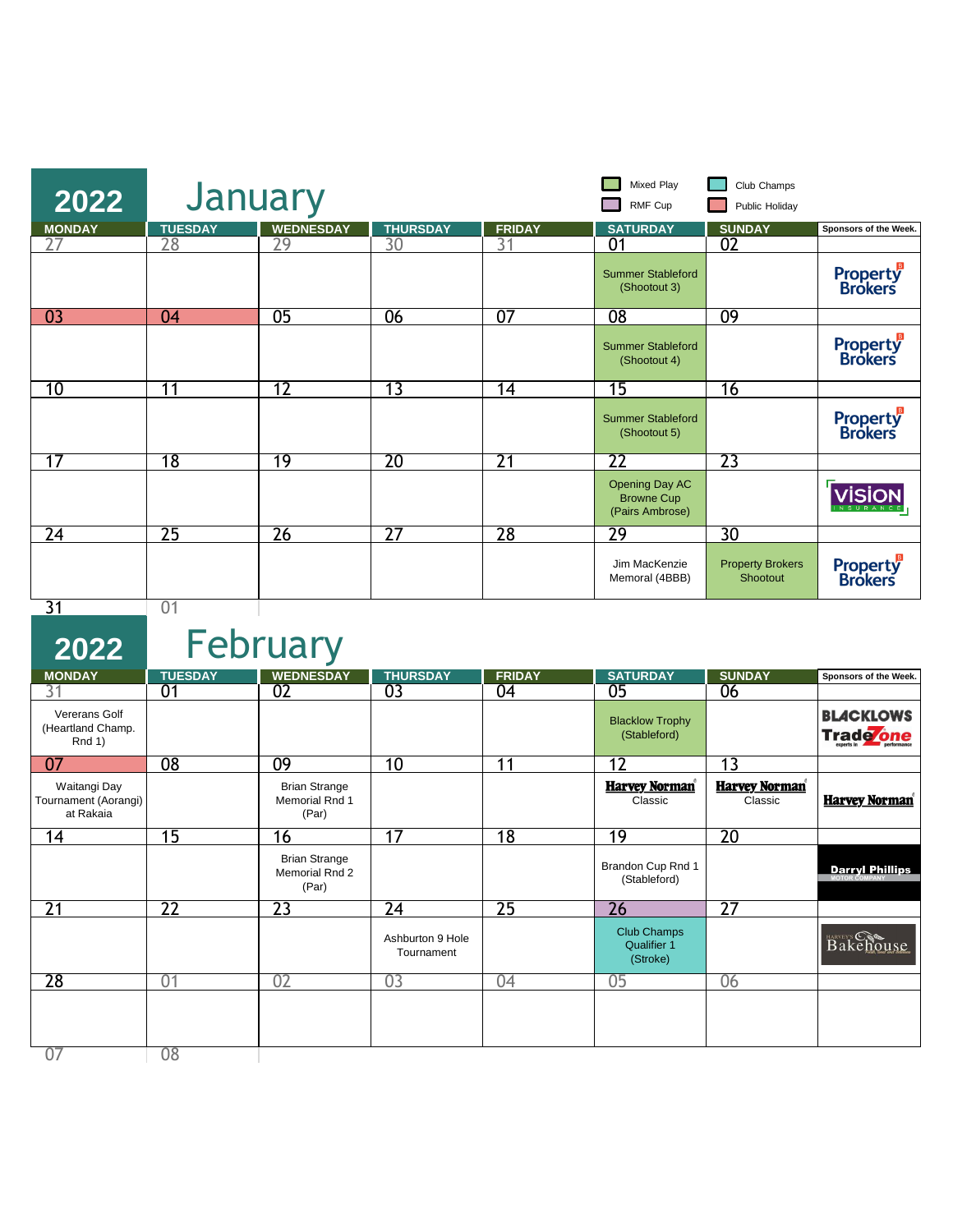# 2022 January

Mixed Play | Club Champs | RMF Cup | Public Holiday

| MONDAY | TUESDAY | WEDNESDAY | THURSDAY | FRIDAY | SATURDAY | SUNDAY | Sponsors of the Week. |
|---|---|---|---|---|---|---|---|
| 27 | 28 | 29 | 30 | 31 | 01 | 02 | |
| | | | | | Summer Stableford (Shootout 3) | | Property Brokers |
| 03 | 04 | 05 | 06 | 07 | 08 | 09 | |
| | | | | | Summer Stableford (Shootout 4) | | Property Brokers |
| 10 | 11 | 12 | 13 | 14 | 15 | 16 | |
| | | | | | Summer Stableford (Shootout 5) | | Property Brokers |
| 17 | 18 | 19 | 20 | 21 | 22 | 23 | |
| | | | | | Opening Day AC Browne Cup (Pairs Ambrose) | | Vision Insurance |
| 24 | 25 | 26 | 27 | 28 | 29 | 30 | |
| | | | | | Jim MacKenzie Memoral (4BBB) | Property Brokers Shootout | Property Brokers |
| 31 | 01 | | | | | | |

# 2022 February

| MONDAY | TUESDAY | WEDNESDAY | THURSDAY | FRIDAY | SATURDAY | SUNDAY | Sponsors of the Week. |
|---|---|---|---|---|---|---|---|
| 31 | 01 | 02 | 03 | 04 | 05 | 06 | |
| Vererans Golf (Heartland Champ. Rnd 1) | | | | | Blacklow Trophy (Stableford) | | Blacklows TradeZone |
| 07 | 08 | 09 | 10 | 11 | 12 | 13 | |
| Waitangi Day Tournament (Aorangi) at Rakaia | | Brian Strange Memorial Rnd 1 (Par) | | | Harvey Norman Classic | Harvey Norman Classic | Harvey Norman |
| 14 | 15 | 16 | 17 | 18 | 19 | 20 | |
| | | Brian Strange Memorial Rnd 2 (Par) | | | Brandon Cup Rnd 1 (Stableford) | | Darryl Phillips Motor Company |
| 21 | 22 | 23 | 24 | 25 | 26 | 27 | |
| | | | Ashburton 9 Hole Tournament | | Club Champs Qualifier 1 (Stroke) | | Harvey's Bakehouse |
| 28 | 01 | 02 | 03 | 04 | 05 | 06 | |
| | | | | | | | |
| 07 | 08 | | | | | | |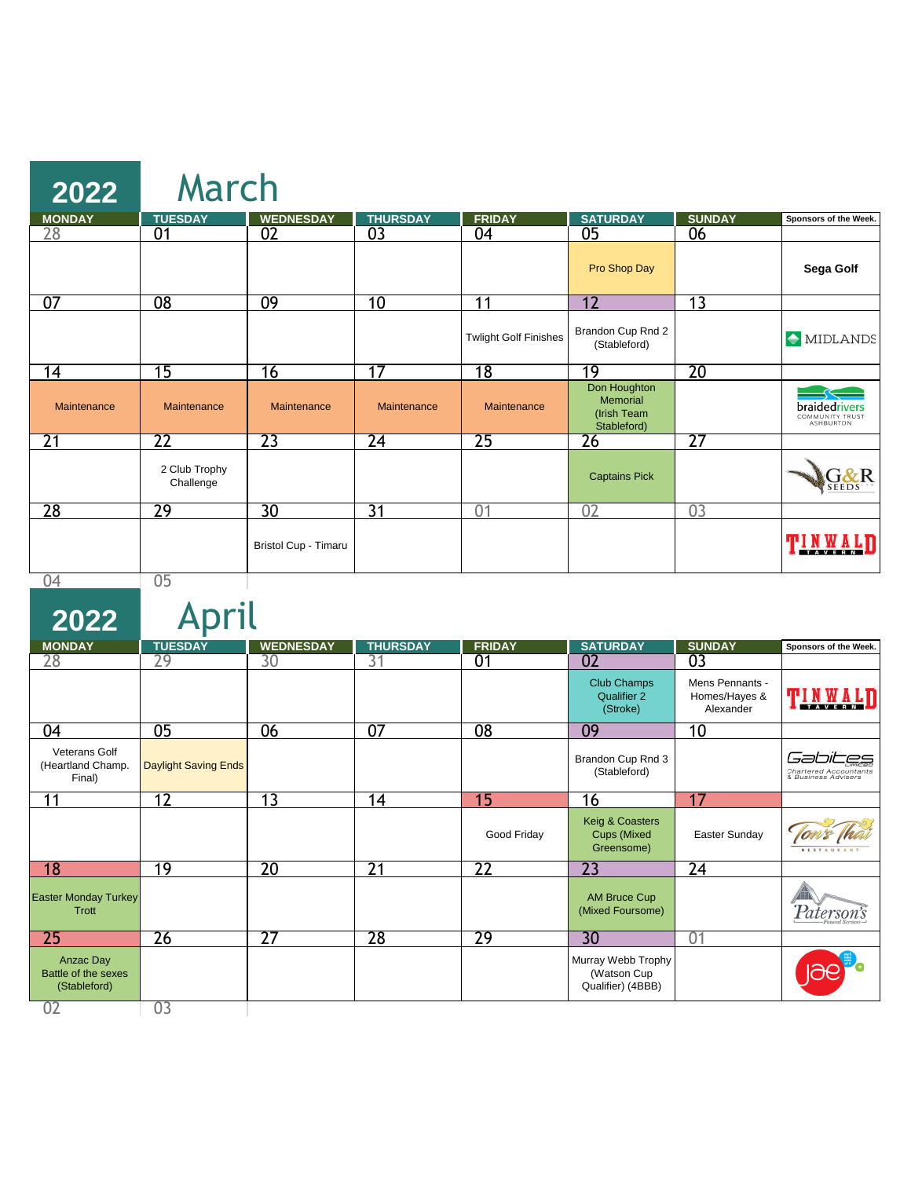# 2022 March

| MONDAY | TUESDAY | WEDNESDAY | THURSDAY | FRIDAY | SATURDAY | SUNDAY | Sponsors of the Week. |
|---|---|---|---|---|---|---|---|
| 28 | 01 | 02 | 03 | 04 | 05 | 06 | |
| | | | | | Pro Shop Day | | **Sega Golf** |
| 07 | 08 | 09 | 10 | 11 | 12 | 13 | |
| | | | | Twlight Golf Finishes | Brandon Cup Rnd 2 (Stableford) | | MIDLANDS |
| 14 | 15 | 16 | 17 | 18 | 19 | 20 | |
| Maintenance | Maintenance | Maintenance | Maintenance | Maintenance | Don Houghton Memorial (Irish Team Stableford) | | braidedrivers COMMUNITY TRUST ASHBURTON |
| 21 | 22 | 23 | 24 | 25 | 26 | 27 | |
| | 2 Club Trophy Challenge | | | | Captains Pick | | G&R SEEDS |
| 28 | 29 | 30 | 31 | 01 | 02 | 03 | |
| | | Bristol Cup - Timaru | | | | | TINWALD TAVERN |
| 04 | 05 | | | | | | |

# 2022 April

| MONDAY | TUESDAY | WEDNESDAY | THURSDAY | FRIDAY | SATURDAY | SUNDAY | Sponsors of the Week. |
|---|---|---|---|---|---|---|---|
| 28 | 29 | 30 | 31 | 01 | 02 | 03 | |
| | | | | | Club Champs Qualifier 2 (Stroke) | Mens Pennants - Homes/Hayes & Alexander | TINWALD TAVERN |
| 04 | 05 | 06 | 07 | 08 | 09 | 10 | |
| Veterans Golf (Heartland Champ. Final) | Daylight Saving Ends | | | | Brandon Cup Rnd 3 (Stableford) | | Gabites Chartered Accountants & Business Advisers |
| 11 | 12 | 13 | 14 | 15 | 16 | 17 | |
| | | | | Good Friday | Keig & Coasters Cups (Mixed Greensome) | Easter Sunday | Tom's Thai RESTAURANT |
| 18 | 19 | 20 | 21 | 22 | 23 | 24 | |
| Easter Monday Turkey Trott | | | | | AM Bruce Cup (Mixed Foursome) | | Paterson's Funeral Services |
| 25 | 26 | 27 | 28 | 29 | 30 | 01 | |
| Anzac Day Battle of the sexes (Stableford) | | | | | Murray Webb Trophy (Watson Cup Qualifier) (4BBB) | | jae |
| 02 | 03 | | | | | | |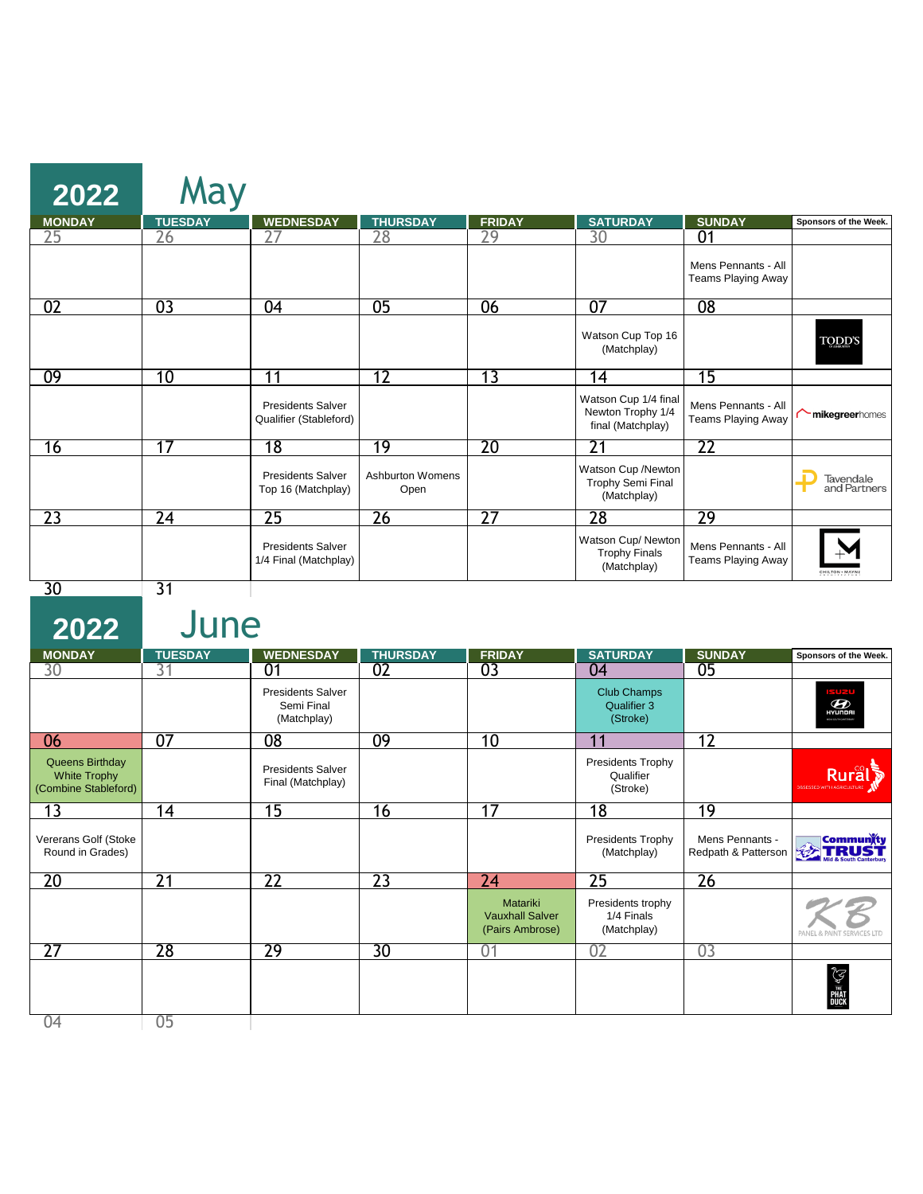# 2022 May

| MONDAY | TUESDAY | WEDNESDAY | THURSDAY | FRIDAY | SATURDAY | SUNDAY | Sponsors of the Week. |
|---|---|---|---|---|---|---|---|
| 25 | 26 | 27 | 28 | 29 | 30 | 01 | |
| | | | | | | Mens Pennants - All Teams Playing Away | |
| 02 | 03 | 04 | 05 | 06 | 07 | 08 | |
| | | | | | Watson Cup Top 16 (Matchplay) | | TODD'S |
| 09 | 10 | 11 | 12 | 13 | 14 | 15 | |
| | | Presidents Salver Qualifier (Stableford) | | | Watson Cup 1/4 final Newton Trophy 1/4 final (Matchplay) | Mens Pennants - All Teams Playing Away | mikegreerhomes |
| 16 | 17 | 18 | 19 | 20 | 21 | 22 | |
| | | Presidents Salver Top 16 (Matchplay) | Ashburton Womens Open | | Watson Cup /Newton Trophy Semi Final (Matchplay) | | Tavendale and Partners |
| 23 | 24 | 25 | 26 | 27 | 28 | 29 | |
| | | Presidents Salver 1/4 Final (Matchplay) | | | Watson Cup/ Newton Trophy Finals (Matchplay) | Mens Pennants - All Teams Playing Away | CHILTON + MAYNE |
| 30 | 31 | | | | | | |

# 2022 June

| MONDAY | TUESDAY | WEDNESDAY | THURSDAY | FRIDAY | SATURDAY | SUNDAY | Sponsors of the Week. |
|---|---|---|---|---|---|---|---|
| 30 | 31 | 01 | 02 | 03 | 04 | 05 | |
| | | Presidents Salver Semi Final (Matchplay) | | | Club Champs Qualifier 3 (Stroke) | | ISUZU HYUNDAI |
| 06 | 07 | 08 | 09 | 10 | 11 | 12 | |
| Queens Birthday White Trophy (Combine Stableford) | | Presidents Salver Final (Matchplay) | | | Presidents Trophy Qualifier (Stroke) | | Rural Co |
| 13 | 14 | 15 | 16 | 17 | 18 | 19 | |
| Vererans Golf (Stoke Round in Grades) | | | | | Presidents Trophy (Matchplay) | Mens Pennants - Redpath & Patterson | Community TRUST Mid & South Canterbury |
| 20 | 21 | 22 | 23 | 24 | 25 | 26 | |
| | | | | Matariki Vauxhall Salver (Pairs Ambrose) | Presidents trophy 1/4 Finals (Matchplay) | | KB PANEL & PAINT SERVICES LTD |
| 27 | 28 | 29 | 30 | 01 | 02 | 03 | |
| | | | | | | | THE PHAT DUCK |
| 04 | 05 | | | | | | |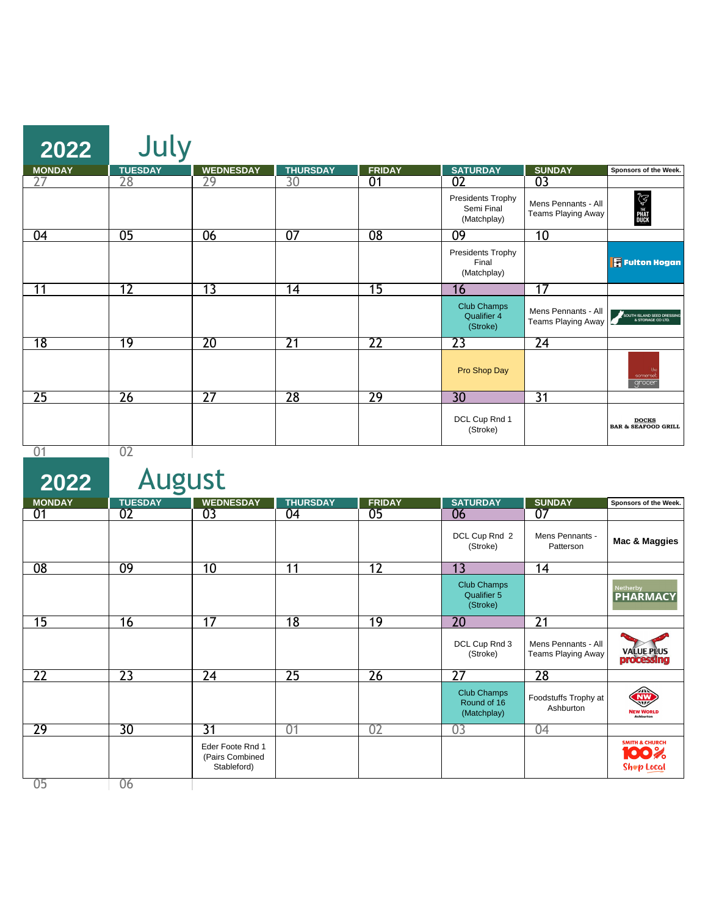# 2022 July

| MONDAY | TUESDAY | WEDNESDAY | THURSDAY | FRIDAY | SATURDAY | SUNDAY | Sponsors of the Week. |
|---|---|---|---|---|---|---|---|
| 27 | 28 | 29 | 30 | 01 | 02 | 03 | |
| | | | | | Presidents Trophy Semi Final (Matchplay) | Mens Pennants - All Teams Playing Away | THE PHAT DUCK |
| 04 | 05 | 06 | 07 | 08 | 09 | 10 | |
| | | | | | Presidents Trophy Final (Matchplay) | | Fulton Hogan |
| 11 | 12 | 13 | 14 | 15 | 16 | 17 | |
| | | | | | Club Champs Qualifier 4 (Stroke) | Mens Pennants - All Teams Playing Away | SOUTH ISLAND SEED DRESSING & STORAGE CO LTD. |
| 18 | 19 | 20 | 21 | 22 | 23 | 24 | |
| | | | | | Pro Shop Day | | the somerset grocer |
| 25 | 26 | 27 | 28 | 29 | 30 | 31 | |
| | | | | | DCL Cup Rnd 1 (Stroke) | | DOCKS BAR & SEAFOOD GRILL |
| 01 | 02 | | | | | | |

# 2022 August

| MONDAY | TUESDAY | WEDNESDAY | THURSDAY | FRIDAY | SATURDAY | SUNDAY | Sponsors of the Week. |
|---|---|---|---|---|---|---|---|
| 01 | 02 | 03 | 04 | 05 | 06 | 07 | |
| | | | | | DCL Cup Rnd 2 (Stroke) | Mens Pennants - Patterson | Mac & Maggies |
| 08 | 09 | 10 | 11 | 12 | 13 | 14 | |
| | | | | | Club Champs Qualifier 5 (Stroke) | | Netherby PHARMACY |
| 15 | 16 | 17 | 18 | 19 | 20 | 21 | |
| | | | | | DCL Cup Rnd 3 (Stroke) | Mens Pennants - All Teams Playing Away | VALUE PLUS processing |
| 22 | 23 | 24 | 25 | 26 | 27 | 28 | |
| | | | | | Club Champs Round of 16 (Matchplay) | Foodstuffs Trophy at Ashburton | NW New World Ashburton |
| 29 | 30 | 31 | 01 | 02 | 03 | 04 | |
| | | Eder Foote Rnd 1 (Pairs Combined Stableford) | | | | | SMITH & CHURCH 100% Shop Local |
| 05 | 06 | | | | | | |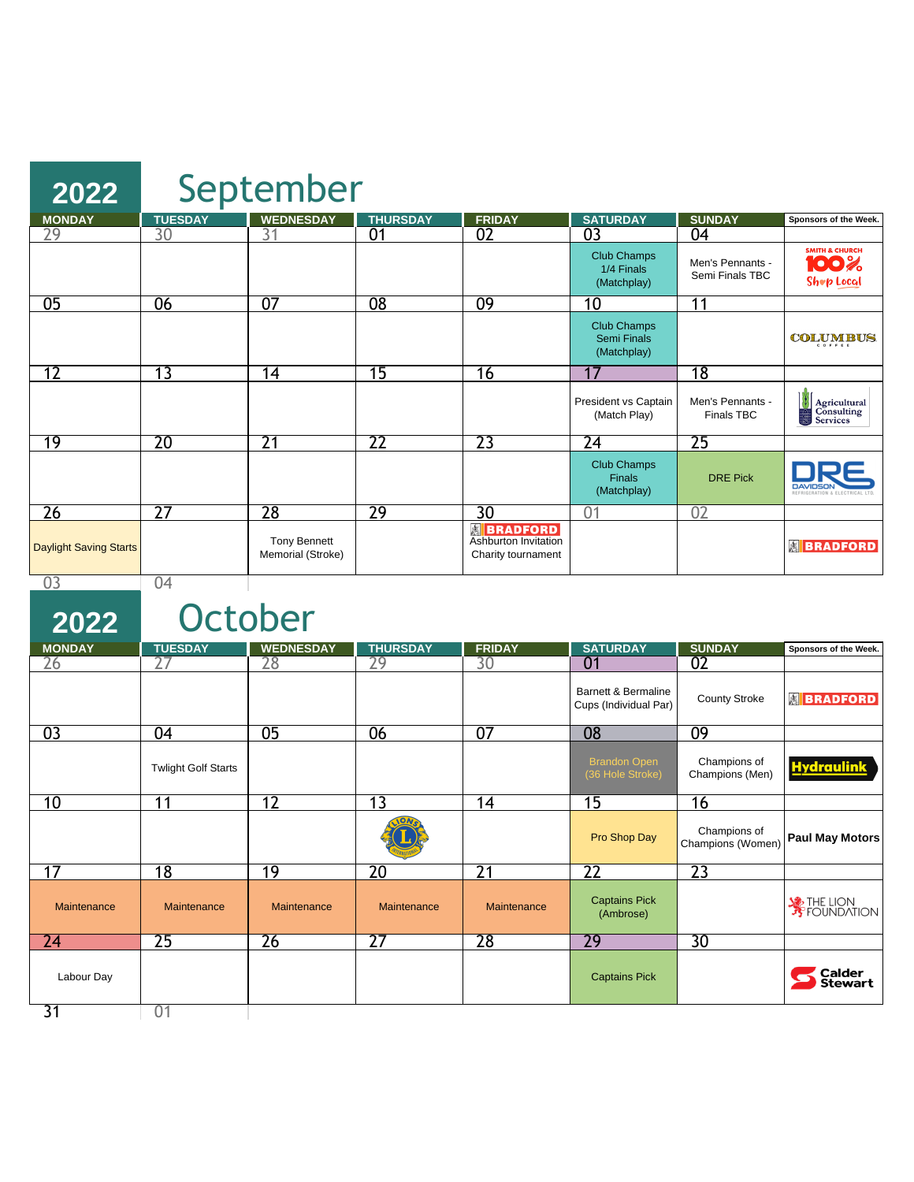# 2022 September

| MONDAY | TUESDAY | WEDNESDAY | THURSDAY | FRIDAY | SATURDAY | SUNDAY | Sponsors of the Week. |
|---|---|---|---|---|---|---|---|
| 29 | 30 | 31 | 01 | 02 | 03 | 04 | |
| | | | | | Club Champs 1/4 Finals (Matchplay) | Men's Pennants - Semi Finals TBC | SMITH & CHURCH 100% Shop Local |
| 05 | 06 | 07 | 08 | 09 | 10 | 11 | |
| | | | | | Club Champs Semi Finals (Matchplay) | | COLUMBUS COFFEE |
| 12 | 13 | 14 | 15 | 16 | 17 | 18 | |
| | | | | | President vs Captain (Match Play) | Men's Pennants - Finals TBC | Agricultural Consulting Services |
| 19 | 20 | 21 | 22 | 23 | 24 | 25 | |
| | | | | | Club Champs Finals (Matchplay) | DRE Pick | DRE DAVIDSON REFRIGERATION & ELECTRICAL LTD. |
| 26 | 27 | 28 | 29 | 30 | 01 | 02 | |
| Daylight Saving Starts | | Tony Bennett Memorial (Stroke) | | BRADFORD Ashburton Invitation Charity tournament | | | BRADFORD |
| 03 | 04 | | | | | | |

# 2022 October

| MONDAY | TUESDAY | WEDNESDAY | THURSDAY | FRIDAY | SATURDAY | SUNDAY | Sponsors of the Week. |
|---|---|---|---|---|---|---|---|
| 26 | 27 | 28 | 29 | 30 | 01 | 02 | |
| | | | | | Barnett & Bermaline Cups (Individual Par) | County Stroke | BRADFORD |
| 03 | 04 | 05 | 06 | 07 | 08 | 09 | |
| | Twlight Golf Starts | | | | Brandon Open (36 Hole Stroke) | Champions of Champions (Men) | Hydraulink |
| 10 | 11 | 12 | 13 | 14 | 15 | 16 | |
| | | | LIONS INTERNATIONAL | | Pro Shop Day | Champions of Champions (Women) | Paul May Motors |
| 17 | 18 | 19 | 20 | 21 | 22 | 23 | |
| Maintenance | Maintenance | Maintenance | Maintenance | Maintenance | Captains Pick (Ambrose) | | THE LION FOUNDATION |
| 24 | 25 | 26 | 27 | 28 | 29 | 30 | |
| Labour Day | | | | | Captains Pick | | Calder Stewart |
| 31 | 01 | | | | | | |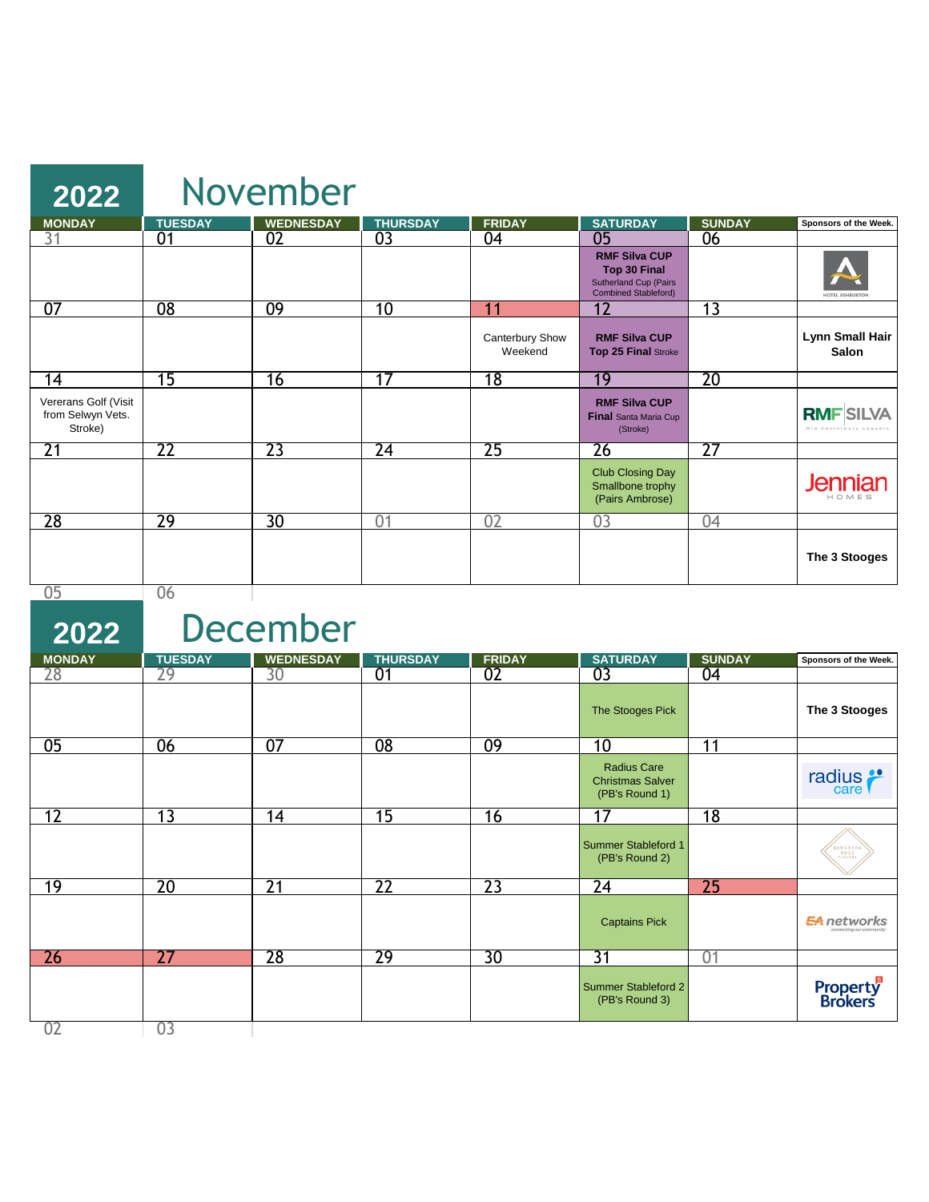# 2022 November

| MONDAY | TUESDAY | WEDNESDAY | THURSDAY | FRIDAY | SATURDAY | SUNDAY | Sponsors of the Week. |
|---|---|---|---|---|---|---|---|
| 31 | 01 | 02 | 03 | 04 | 05 **RMF Silva CUP Top 30 Final** Sutherland Cup (Pairs Combined Stableford) | 06 | HOTEL ASHBURTON |
| 07 | 08 | 09 | 10 | 11 Canterbury Show Weekend | 12 **RMF Silva CUP Top 25 Final** Stroke | 13 | **Lynn Small Hair Salon** |
| 14 Vererans Golf (Visit from Selwyn Vets. Stroke) | 15 | 16 | 17 | 18 | 19 **RMF Silva CUP Final** Santa Maria Cup (Stroke) | 20 | RMF SILVA Mid Canterbury Lawyers |
| 21 | 22 | 23 | 24 | 25 | 26 Club Closing Day Smallbone trophy (Pairs Ambrose) | 27 | Jennian HOMES |
| 28 | 29 | 30 | 01 | 02 | 03 | 04 | **The 3 Stooges** |
| 05 | 06 | | | | | | |

# 2022 December

| MONDAY | TUESDAY | WEDNESDAY | THURSDAY | FRIDAY | SATURDAY | SUNDAY | Sponsors of the Week. |
|---|---|---|---|---|---|---|---|
| 28 | 29 | 30 | 01 | 02 | 03 The Stooges Pick | 04 | **The 3 Stooges** |
| 05 | 06 | 07 | 08 | 09 | 10 Radius Care Christmas Salver (PB's Round 1) | 11 | radius care |
| 12 | 13 | 14 | 15 | 16 | 17 Summer Stableford 1 (PB's Round 2) | 18 | |
| 19 | 20 | 21 | 22 | 23 | 24 Captains Pick | 25 | EA networks |
| 26 | 27 | 28 | 29 | 30 | 31 Summer Stableford 2 (PB's Round 3) | 01 | Property Brokers |
| 02 | 03 | | | | | | |